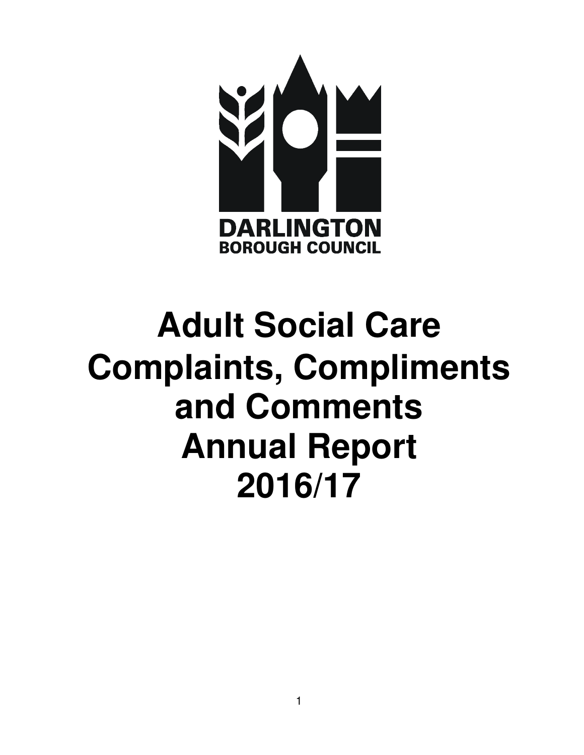DARLINGTON
BOROUGH COUNCIL

# Adult Social Care Complaints, Compliments and Comments Annual Report 2016/17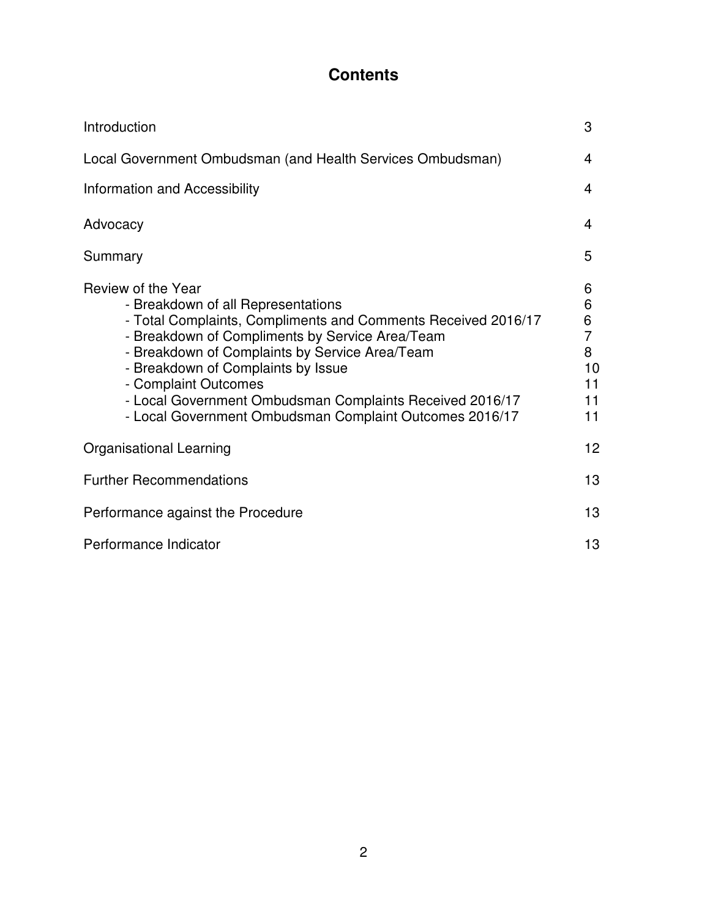# Contents

| | |
|---|---|
| Introduction | 3 |
| Local Government Ombudsman (and Health Services Ombudsman) | 4 |
| Information and Accessibility | 4 |
| Advocacy | 4 |
| Summary | 5 |
| Review of the Year | 6 |
| - Breakdown of all Representations | 6 |
| - Total Complaints, Compliments and Comments Received 2016/17 | 6 |
| - Breakdown of Compliments by Service Area/Team | 7 |
| - Breakdown of Complaints by Service Area/Team | 8 |
| - Breakdown of Complaints by Issue | 10 |
| - Complaint Outcomes | 11 |
| - Local Government Ombudsman Complaints Received 2016/17 | 11 |
| - Local Government Ombudsman Complaint Outcomes 2016/17 | 11 |
| Organisational Learning | 12 |
| Further Recommendations | 13 |
| Performance against the Procedure | 13 |
| Performance Indicator | 13 |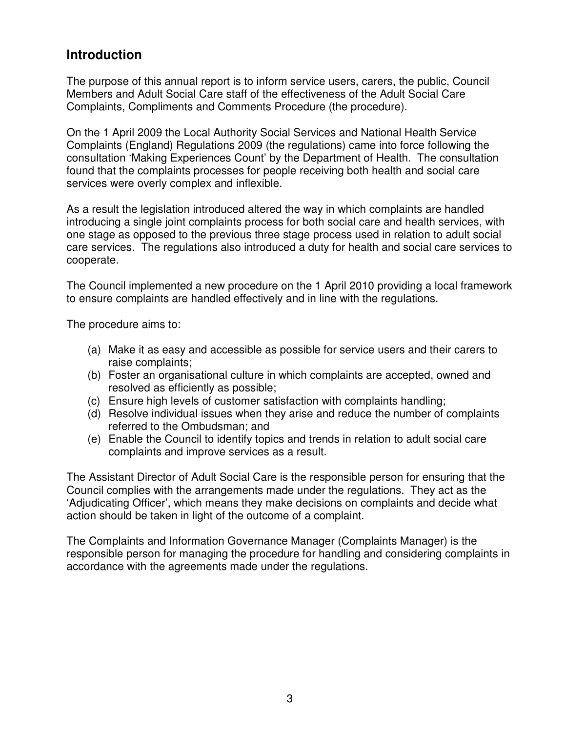## Introduction

The purpose of this annual report is to inform service users, carers, the public, Council Members and Adult Social Care staff of the effectiveness of the Adult Social Care Complaints, Compliments and Comments Procedure (the procedure).

On the 1 April 2009 the Local Authority Social Services and National Health Service Complaints (England) Regulations 2009 (the regulations) came into force following the consultation 'Making Experiences Count' by the Department of Health. The consultation found that the complaints processes for people receiving both health and social care services were overly complex and inflexible.

As a result the legislation introduced altered the way in which complaints are handled introducing a single joint complaints process for both social care and health services, with one stage as opposed to the previous three stage process used in relation to adult social care services. The regulations also introduced a duty for health and social care services to cooperate.

The Council implemented a new procedure on the 1 April 2010 providing a local framework to ensure complaints are handled effectively and in line with the regulations.

The procedure aims to:

(a) Make it as easy and accessible as possible for service users and their carers to raise complaints;
(b) Foster an organisational culture in which complaints are accepted, owned and resolved as efficiently as possible;
(c) Ensure high levels of customer satisfaction with complaints handling;
(d) Resolve individual issues when they arise and reduce the number of complaints referred to the Ombudsman; and
(e) Enable the Council to identify topics and trends in relation to adult social care complaints and improve services as a result.

The Assistant Director of Adult Social Care is the responsible person for ensuring that the Council complies with the arrangements made under the regulations. They act as the 'Adjudicating Officer', which means they make decisions on complaints and decide what action should be taken in light of the outcome of a complaint.

The Complaints and Information Governance Manager (Complaints Manager) is the responsible person for managing the procedure for handling and considering complaints in accordance with the agreements made under the regulations.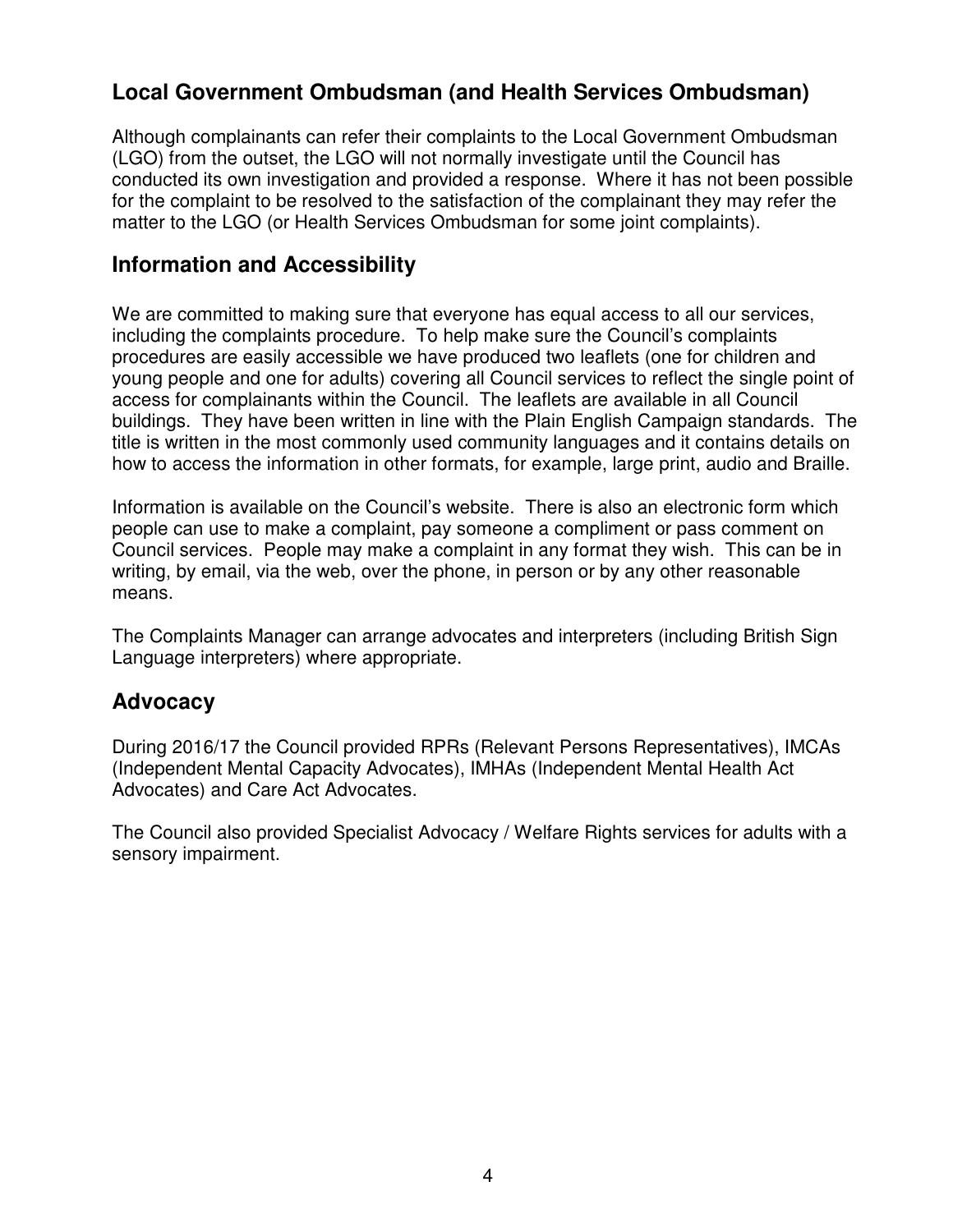## Local Government Ombudsman (and Health Services Ombudsman)

Although complainants can refer their complaints to the Local Government Ombudsman (LGO) from the outset, the LGO will not normally investigate until the Council has conducted its own investigation and provided a response. Where it has not been possible for the complaint to be resolved to the satisfaction of the complainant they may refer the matter to the LGO (or Health Services Ombudsman for some joint complaints).

## Information and Accessibility

We are committed to making sure that everyone has equal access to all our services, including the complaints procedure. To help make sure the Council's complaints procedures are easily accessible we have produced two leaflets (one for children and young people and one for adults) covering all Council services to reflect the single point of access for complainants within the Council. The leaflets are available in all Council buildings. They have been written in line with the Plain English Campaign standards. The title is written in the most commonly used community languages and it contains details on how to access the information in other formats, for example, large print, audio and Braille.

Information is available on the Council's website. There is also an electronic form which people can use to make a complaint, pay someone a compliment or pass comment on Council services. People may make a complaint in any format they wish. This can be in writing, by email, via the web, over the phone, in person or by any other reasonable means.

The Complaints Manager can arrange advocates and interpreters (including British Sign Language interpreters) where appropriate.

## Advocacy

During 2016/17 the Council provided RPRs (Relevant Persons Representatives), IMCAs (Independent Mental Capacity Advocates), IMHAs (Independent Mental Health Act Advocates) and Care Act Advocates.

The Council also provided Specialist Advocacy / Welfare Rights services for adults with a sensory impairment.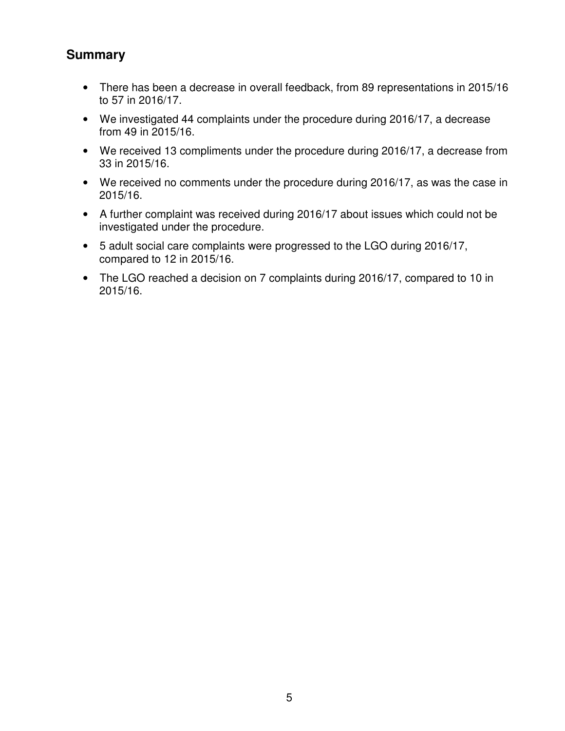## Summary

- There has been a decrease in overall feedback, from 89 representations in 2015/16 to 57 in 2016/17.
- We investigated 44 complaints under the procedure during 2016/17, a decrease from 49 in 2015/16.
- We received 13 compliments under the procedure during 2016/17, a decrease from 33 in 2015/16.
- We received no comments under the procedure during 2016/17, as was the case in 2015/16.
- A further complaint was received during 2016/17 about issues which could not be investigated under the procedure.
- 5 adult social care complaints were progressed to the LGO during 2016/17, compared to 12 in 2015/16.
- The LGO reached a decision on 7 complaints during 2016/17, compared to 10 in 2015/16.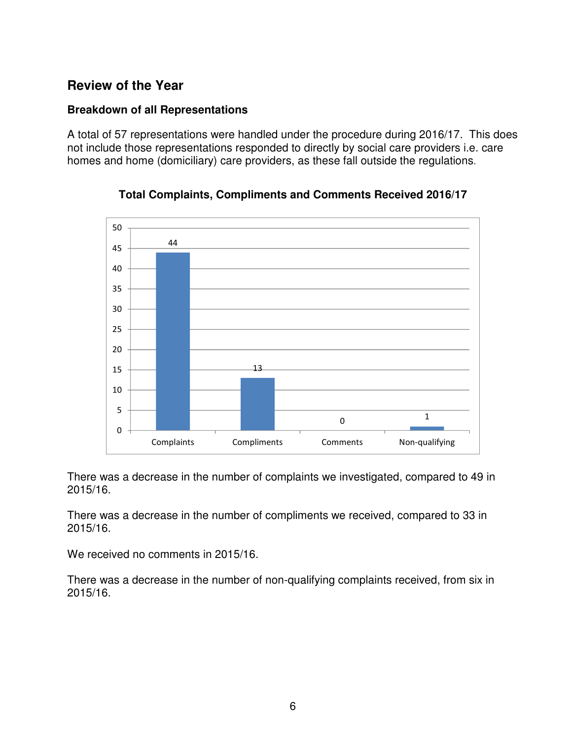## Review of the Year

### Breakdown of all Representations

A total of 57 representations were handled under the procedure during 2016/17. This does not include those representations responded to directly by social care providers i.e. care homes and home (domiciliary) care providers, as these fall outside the regulations.

**Total Complaints, Compliments and Comments Received 2016/17**

| Category | Number |
|---|---|
| Complaints | 44 |
| Compliments | 13 |
| Comments | 0 |
| Non-qualifying | 1 |

There was a decrease in the number of complaints we investigated, compared to 49 in 2015/16.

There was a decrease in the number of compliments we received, compared to 33 in 2015/16.

We received no comments in 2015/16.

There was a decrease in the number of non-qualifying complaints received, from six in 2015/16.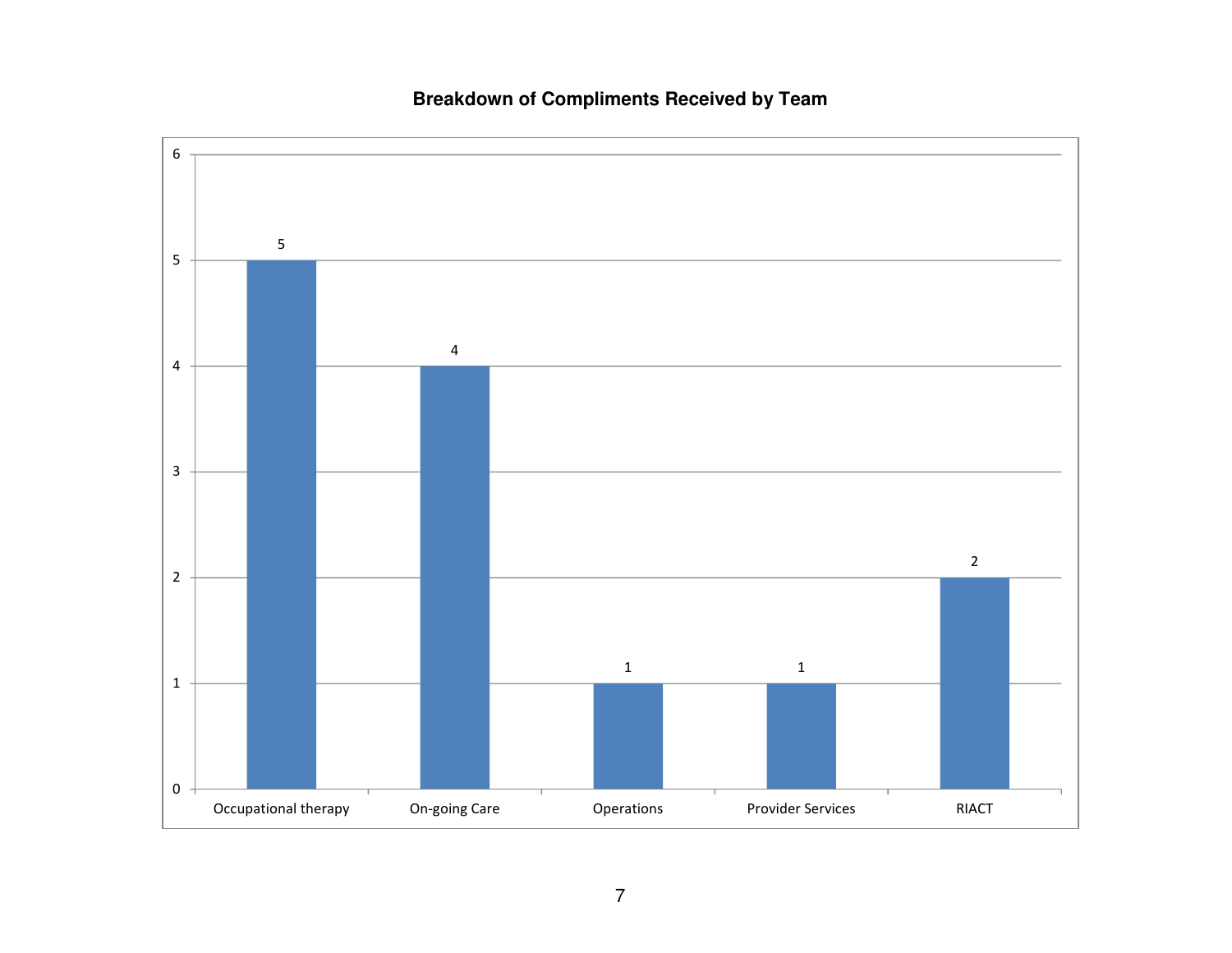**Breakdown of Compliments Received by Team**

| Team | Compliments |
|---|---|
| Occupational therapy | 5 |
| On-going Care | 4 |
| Operations | 1 |
| Provider Services | 1 |
| RIACT | 2 |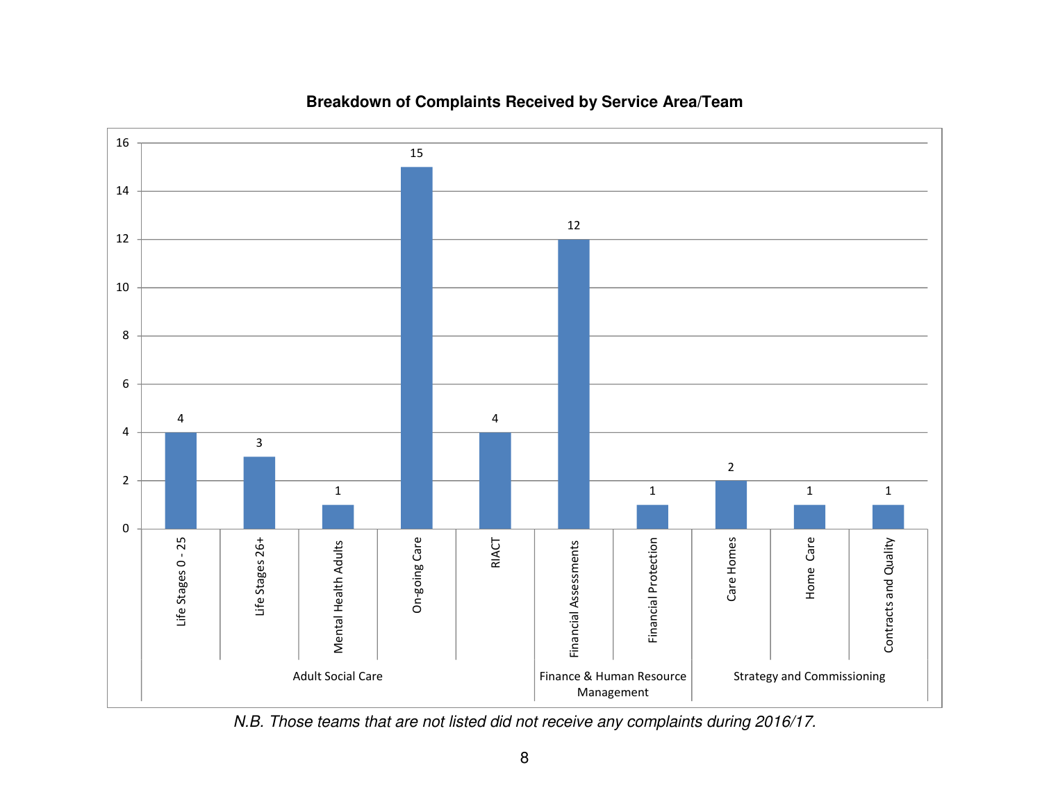**Breakdown of Complaints Received by Service Area/Team**

| Service Area | Team | Complaints |
|---|---|---|
| Adult Social Care | Life Stages 0 - 25 | 4 |
| | Life Stages 26+ | 3 |
| | Mental Health Adults | 1 |
| | On-going Care | 15 |
| | RIACT | 4 |
| Finance & Human Resource Management | Financial Assessments | 12 |
| | Financial Protection | 1 |
| Strategy and Commissioning | Care Homes | 2 |
| | Home Care | 1 |
| | Contracts and Quality | 1 |

*N.B. Those teams that are not listed did not receive any complaints during 2016/17.*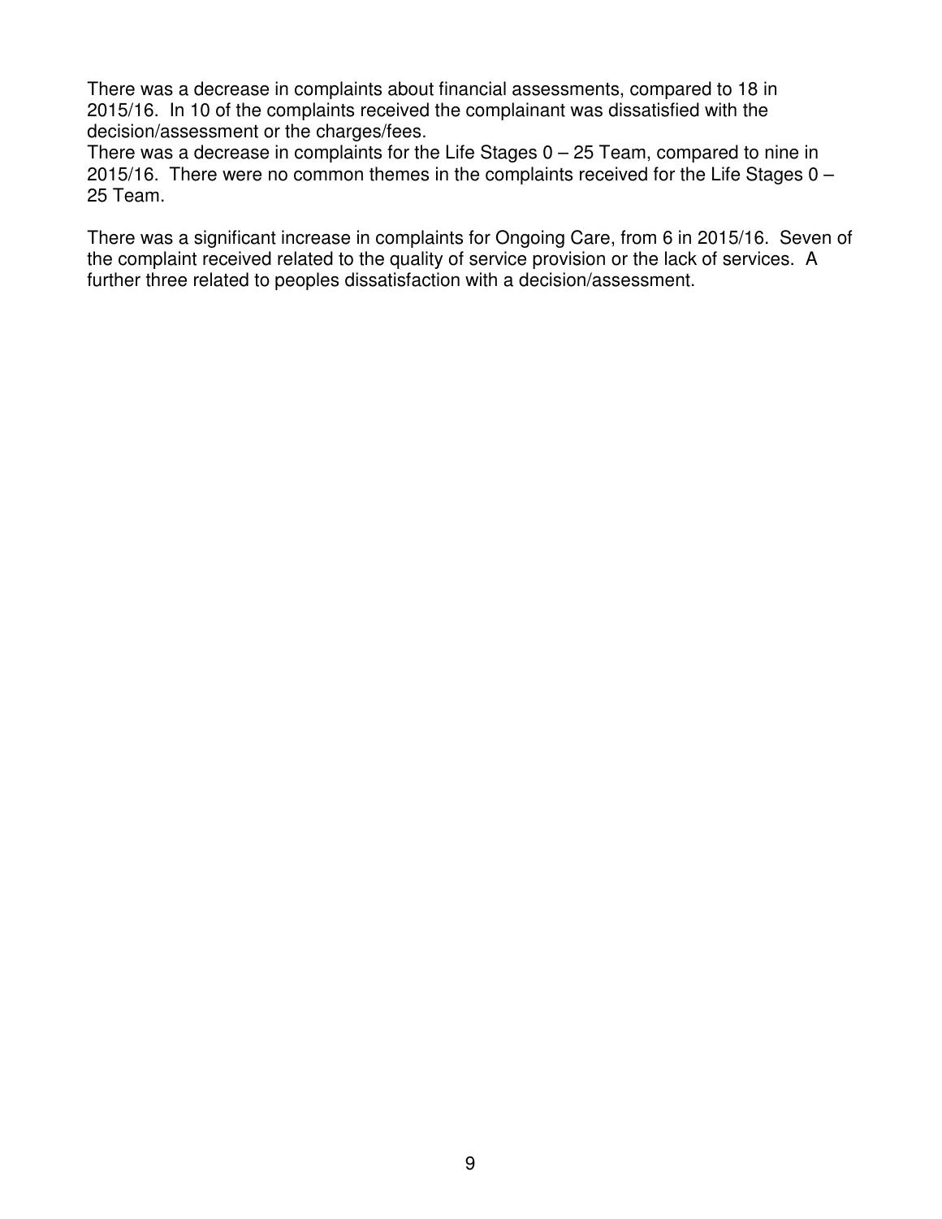There was a decrease in complaints about financial assessments, compared to 18 in 2015/16. In 10 of the complaints received the complainant was dissatisfied with the decision/assessment or the charges/fees.

There was a decrease in complaints for the Life Stages 0 – 25 Team, compared to nine in 2015/16. There were no common themes in the complaints received for the Life Stages 0 – 25 Team.

There was a significant increase in complaints for Ongoing Care, from 6 in 2015/16. Seven of the complaint received related to the quality of service provision or the lack of services. A further three related to peoples dissatisfaction with a decision/assessment.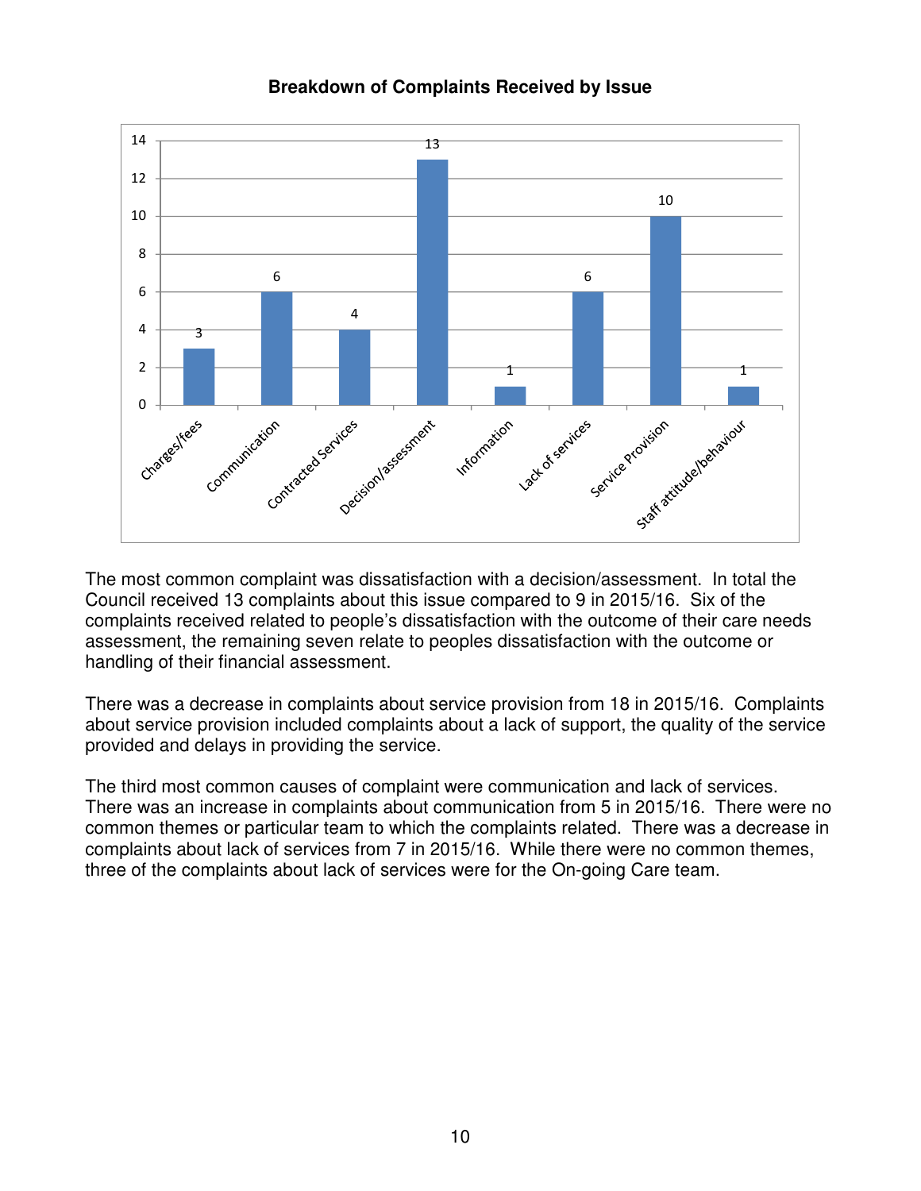**Breakdown of Complaints Received by Issue**

| Issue | Number |
| --- | --- |
| Charges/fees | 3 |
| Communication | 6 |
| Contracted Services | 4 |
| Decision/assessment | 13 |
| Information | 1 |
| Lack of services | 6 |
| Service Provision | 10 |
| Staff attitude/behaviour | 1 |

The most common complaint was dissatisfaction with a decision/assessment. In total the Council received 13 complaints about this issue compared to 9 in 2015/16. Six of the complaints received related to people's dissatisfaction with the outcome of their care needs assessment, the remaining seven relate to peoples dissatisfaction with the outcome or handling of their financial assessment.

There was a decrease in complaints about service provision from 18 in 2015/16. Complaints about service provision included complaints about a lack of support, the quality of the service provided and delays in providing the service.

The third most common causes of complaint were communication and lack of services. There was an increase in complaints about communication from 5 in 2015/16. There were no common themes or particular team to which the complaints related. There was a decrease in complaints about lack of services from 7 in 2015/16. While there were no common themes, three of the complaints about lack of services were for the On-going Care team.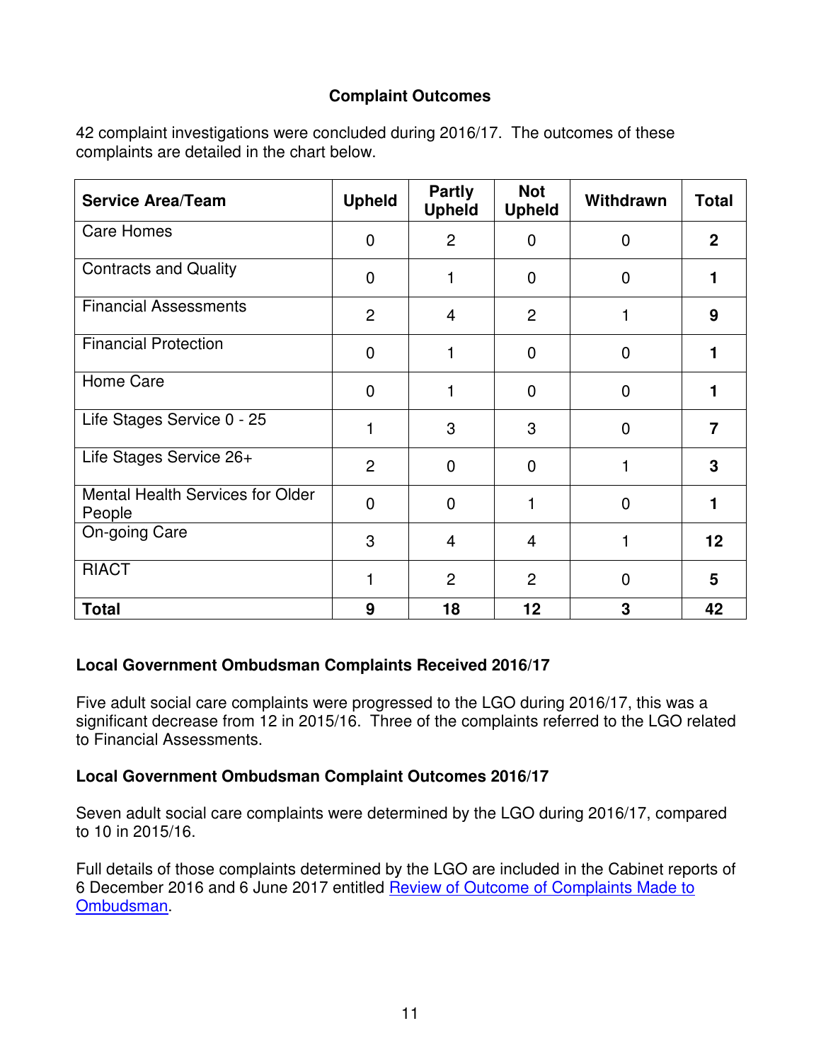**Complant Outcomes**

**Complaint Outcomes**

42 complaint investigations were concluded during 2016/17. The outcomes of these complaints are detailed in the chart below.

| Service Area/Team | Upheld | Partly Upheld | Not Upheld | Withdrawn | Total |
|---|---|---|---|---|---|
| Care Homes | 0 | 2 | 0 | 0 | **2** |
| Contracts and Quality | 0 | 1 | 0 | 0 | **1** |
| Financial Assessments | 2 | 4 | 2 | 1 | **9** |
| Financial Protection | 0 | 1 | 0 | 0 | **1** |
| Home Care | 0 | 1 | 0 | 0 | **1** |
| Life Stages Service 0 - 25 | 1 | 3 | 3 | 0 | **7** |
| Life Stages Service 26+ | 2 | 0 | 0 | 1 | **3** |
| Mental Health Services for Older People | 0 | 0 | 1 | 0 | **1** |
| On-going Care | 3 | 4 | 4 | 1 | **12** |
| RIACT | 1 | 2 | 2 | 0 | **5** |
| **Total** | **9** | **18** | **12** | **3** | **42** |

**Local Government Ombudsman Complaints Received 2016/17**

Five adult social care complaints were progressed to the LGO during 2016/17, this was a significant decrease from 12 in 2015/16. Three of the complaints referred to the LGO related to Financial Assessments.

**Local Government Ombudsman Complaint Outcomes 2016/17**

Seven adult social care complaints were determined by the LGO during 2016/17, compared to 10 in 2015/16.

Full details of those complaints determined by the LGO are included in the Cabinet reports of 6 December 2016 and 6 June 2017 entitled Review of Outcome of Complaints Made to Ombudsman.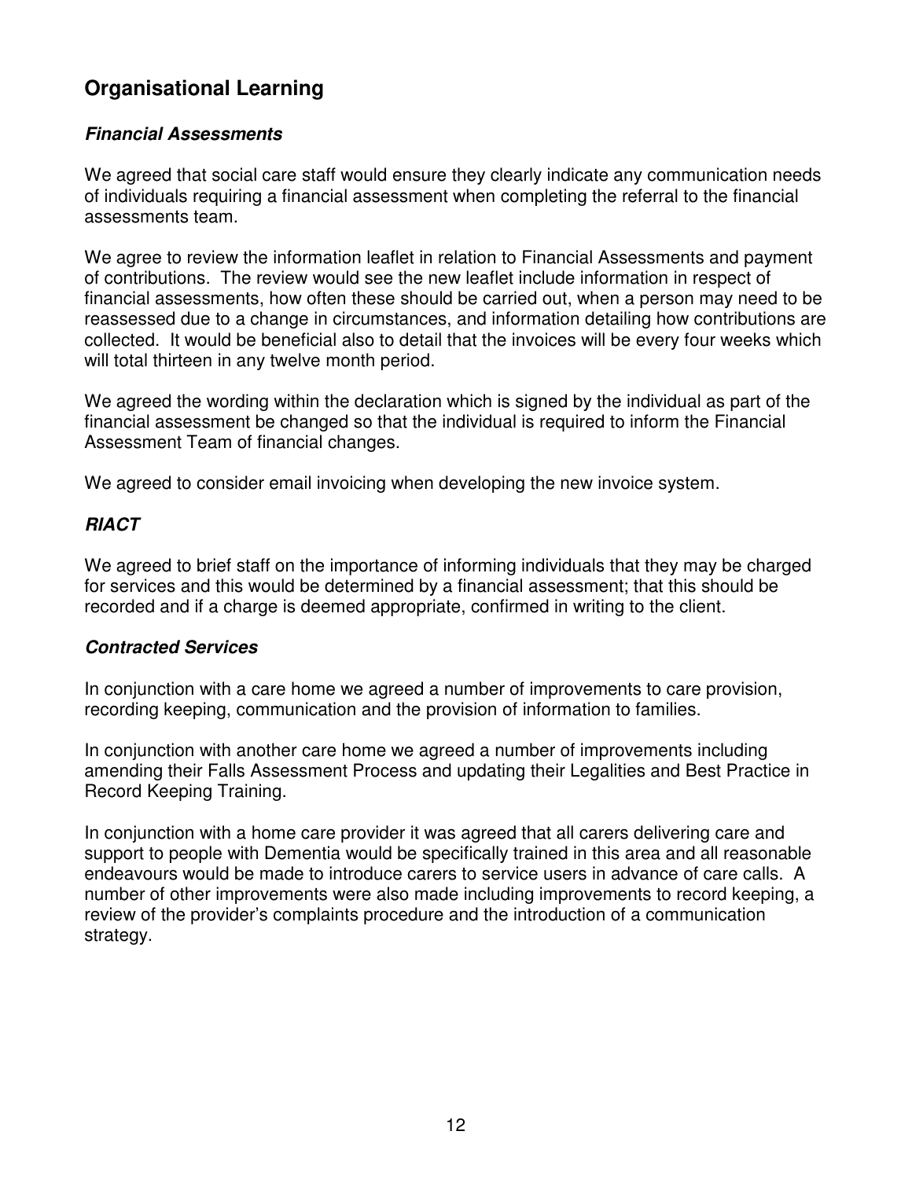## Organisational Learning

### *Financial Assessments*

We agreed that social care staff would ensure they clearly indicate any communication needs of individuals requiring a financial assessment when completing the referral to the financial assessments team.

We agree to review the information leaflet in relation to Financial Assessments and payment of contributions. The review would see the new leaflet include information in respect of financial assessments, how often these should be carried out, when a person may need to be reassessed due to a change in circumstances, and information detailing how contributions are collected. It would be beneficial also to detail that the invoices will be every four weeks which will total thirteen in any twelve month period.

We agreed the wording within the declaration which is signed by the individual as part of the financial assessment be changed so that the individual is required to inform the Financial Assessment Team of financial changes.

We agreed to consider email invoicing when developing the new invoice system.

### *RIACT*

We agreed to brief staff on the importance of informing individuals that they may be charged for services and this would be determined by a financial assessment; that this should be recorded and if a charge is deemed appropriate, confirmed in writing to the client.

### *Contracted Services*

In conjunction with a care home we agreed a number of improvements to care provision, recording keeping, communication and the provision of information to families.

In conjunction with another care home we agreed a number of improvements including amending their Falls Assessment Process and updating their Legalities and Best Practice in Record Keeping Training.

In conjunction with a home care provider it was agreed that all carers delivering care and support to people with Dementia would be specifically trained in this area and all reasonable endeavours would be made to introduce carers to service users in advance of care calls. A number of other improvements were also made including improvements to record keeping, a review of the provider's complaints procedure and the introduction of a communication strategy.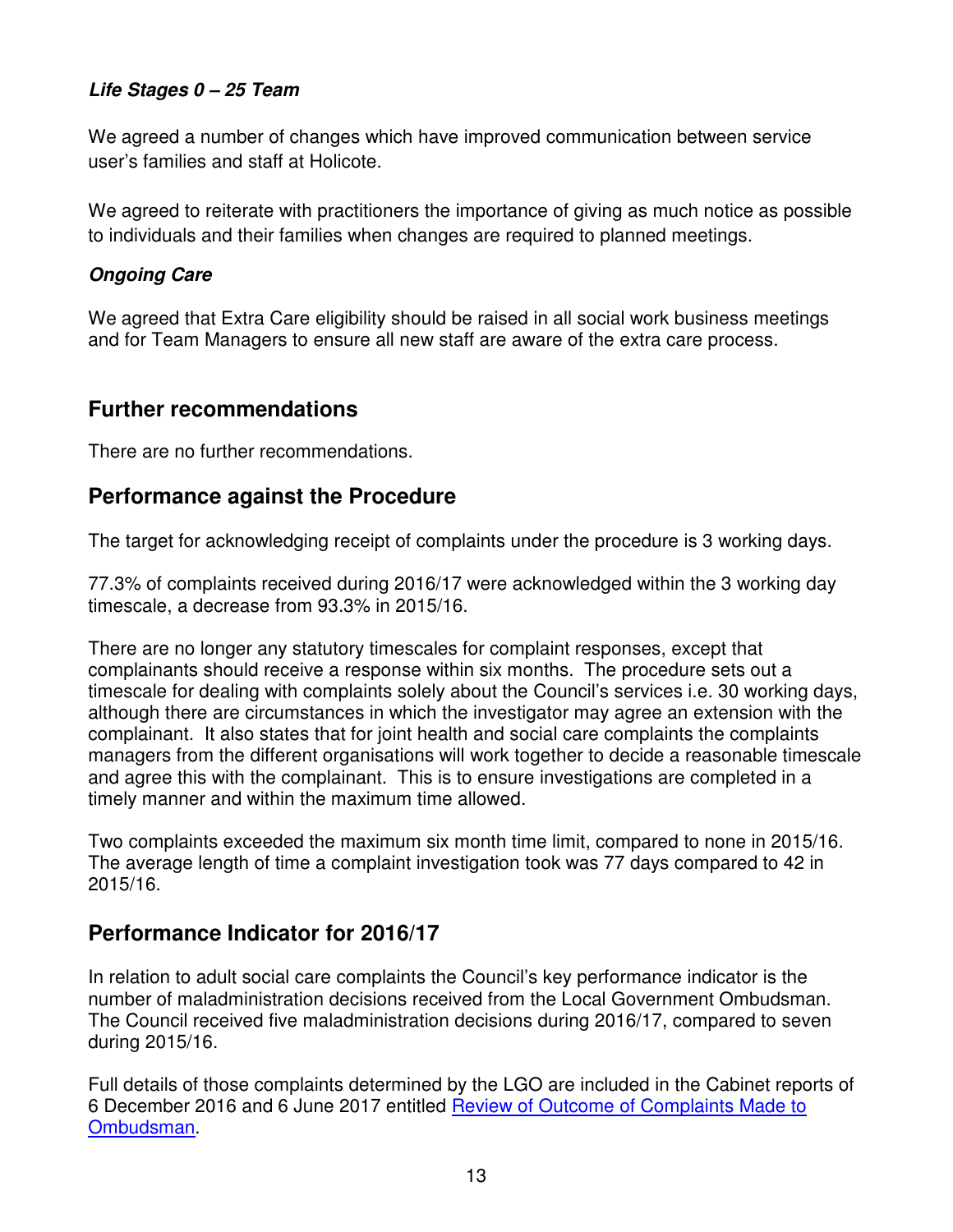### *Life Stages 0 – 25 Team*

We agreed a number of changes which have improved communication between service user's families and staff at Holicote.

We agreed to reiterate with practitioners the importance of giving as much notice as possible to individuals and their families when changes are required to planned meetings.

### *Ongoing Care*

We agreed that Extra Care eligibility should be raised in all social work business meetings and for Team Managers to ensure all new staff are aware of the extra care process.

## Further recommendations

There are no further recommendations.

## Performance against the Procedure

The target for acknowledging receipt of complaints under the procedure is 3 working days.

77.3% of complaints received during 2016/17 were acknowledged within the 3 working day timescale, a decrease from 93.3% in 2015/16.

There are no longer any statutory timescales for complaint responses, except that complainants should receive a response within six months. The procedure sets out a timescale for dealing with complaints solely about the Council's services i.e. 30 working days, although there are circumstances in which the investigator may agree an extension with the complainant. It also states that for joint health and social care complaints the complaints managers from the different organisations will work together to decide a reasonable timescale and agree this with the complainant. This is to ensure investigations are completed in a timely manner and within the maximum time allowed.

Two complaints exceeded the maximum six month time limit, compared to none in 2015/16. The average length of time a complaint investigation took was 77 days compared to 42 in 2015/16.

## Performance Indicator for 2016/17

In relation to adult social care complaints the Council's key performance indicator is the number of maladministration decisions received from the Local Government Ombudsman. The Council received five maladministration decisions during 2016/17, compared to seven during 2015/16.

Full details of those complaints determined by the LGO are included in the Cabinet reports of 6 December 2016 and 6 June 2017 entitled Review of Outcome of Complaints Made to Ombudsman.